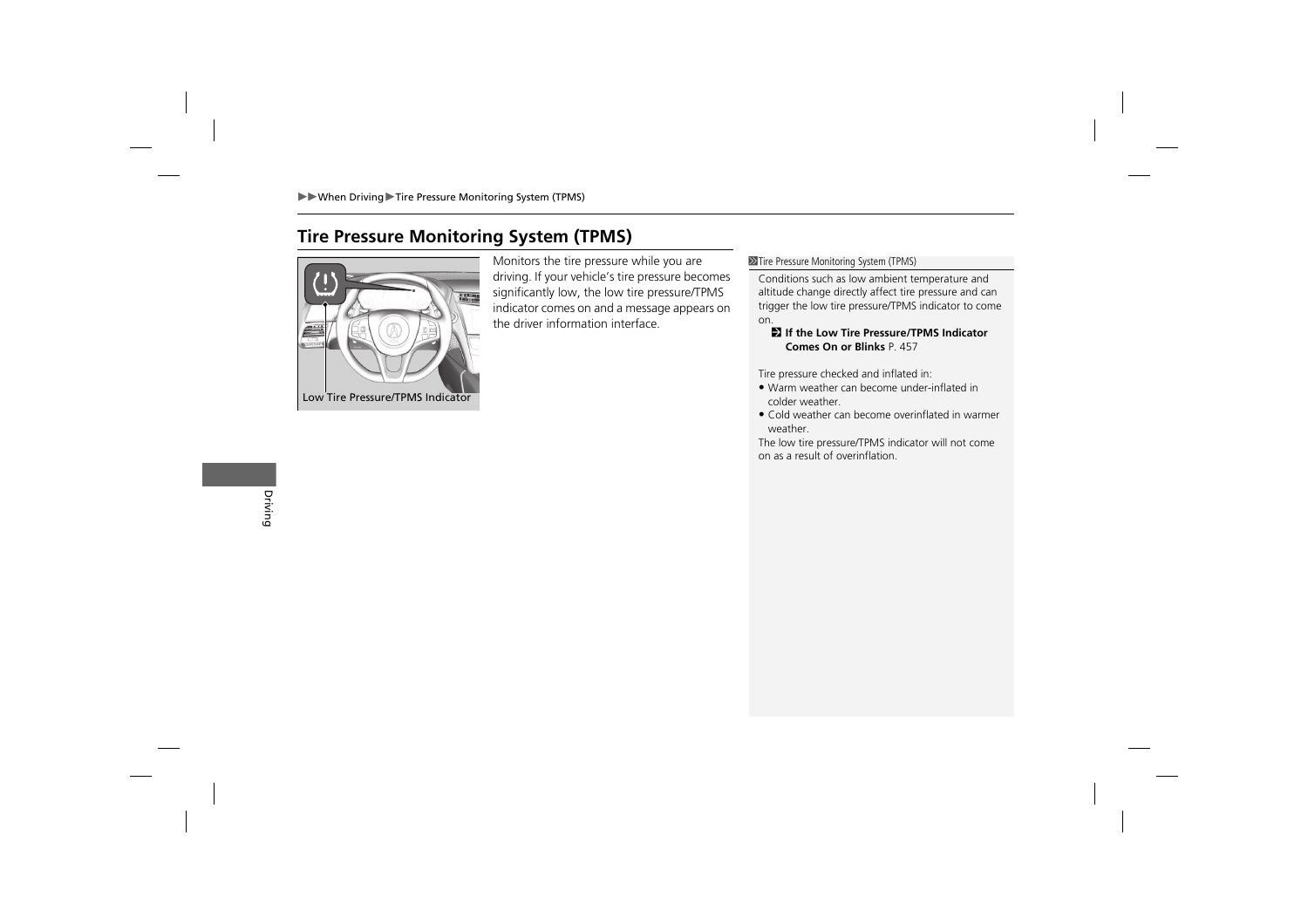## Tire Pressure Monitoring System (TPMS)

Low Tire Pressure/TPMS Indicator

Monitors the tire pressure while you are driving. If your vehicle's tire pressure becomes significantly low, the low tire pressure/TPMS indicator comes on and a message appears on the driver information interface.

**Tire Pressure Monitoring System (TPMS)**

Conditions such as low ambient temperature and altitude change directly affect tire pressure and can trigger the low tire pressure/TPMS indicator to come on.

**If the Low Tire Pressure/TPMS Indicator Comes On or Blinks** P. 457

Tire pressure checked and inflated in:

- Warm weather can become under-inflated in colder weather.
- Cold weather can become overinflated in warmer weather.

The low tire pressure/TPMS indicator will not come on as a result of overinflation.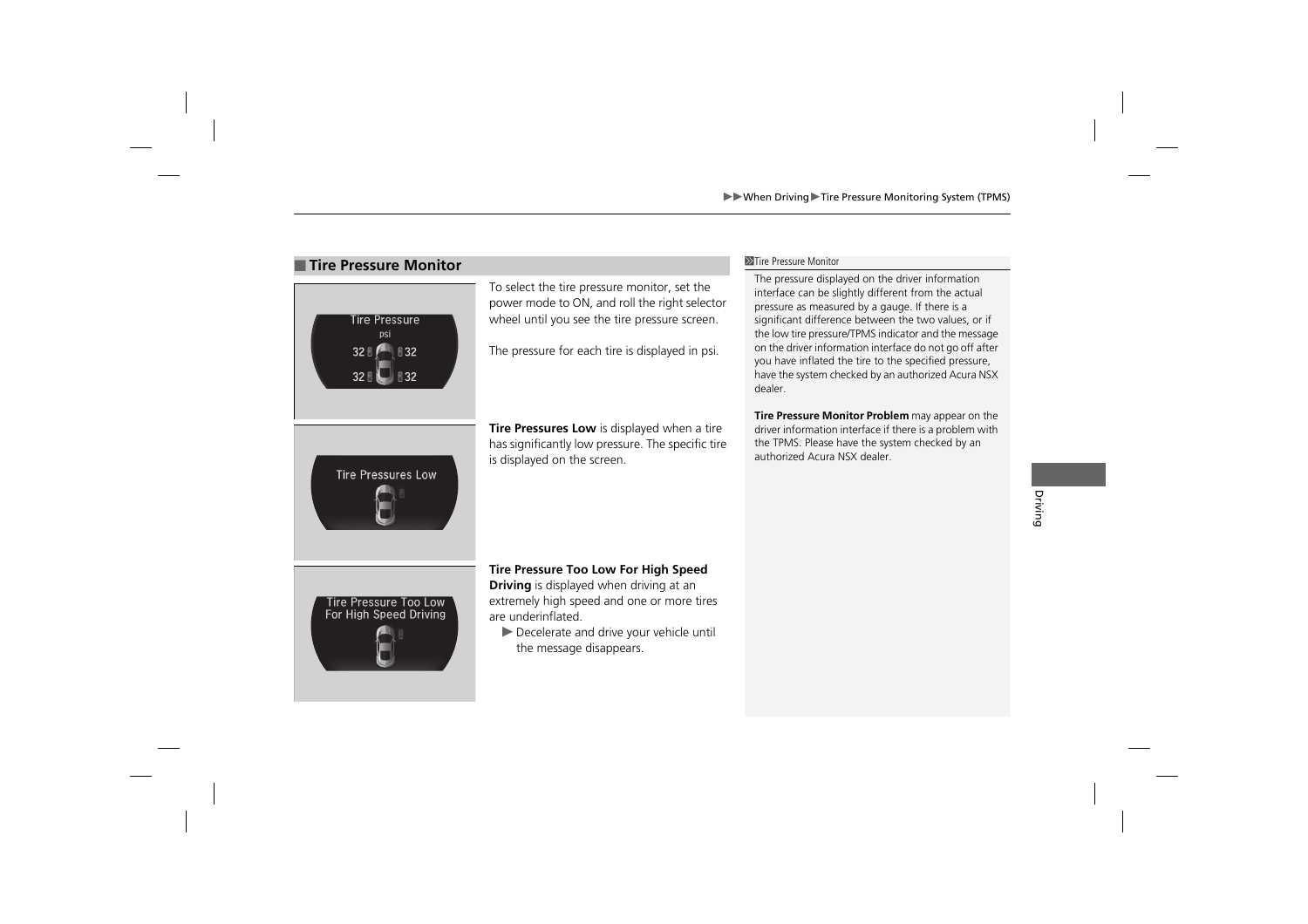## Tire Pressure Monitor

To select the tire pressure monitor, set the power mode to ON, and roll the right selector wheel until you see the tire pressure screen.

The pressure for each tire is displayed in psi.

**Tire Pressures Low** is displayed when a tire has significantly low pressure. The specific tire is displayed on the screen.

**Tire Pressure Too Low For High Speed Driving** is displayed when driving at an extremely high speed and one or more tires are underinflated.

▶ Decelerate and drive your vehicle until the message disappears.

**Tire Pressure Monitor**

The pressure displayed on the driver information interface can be slightly different from the actual pressure as measured by a gauge. If there is a significant difference between the two values, or if the low tire pressure/TPMS indicator and the message on the driver information interface do not go off after you have inflated the tire to the specified pressure, have the system checked by an authorized Acura NSX dealer.

**Tire Pressure Monitor Problem** may appear on the driver information interface if there is a problem with the TPMS. Please have the system checked by an authorized Acura NSX dealer.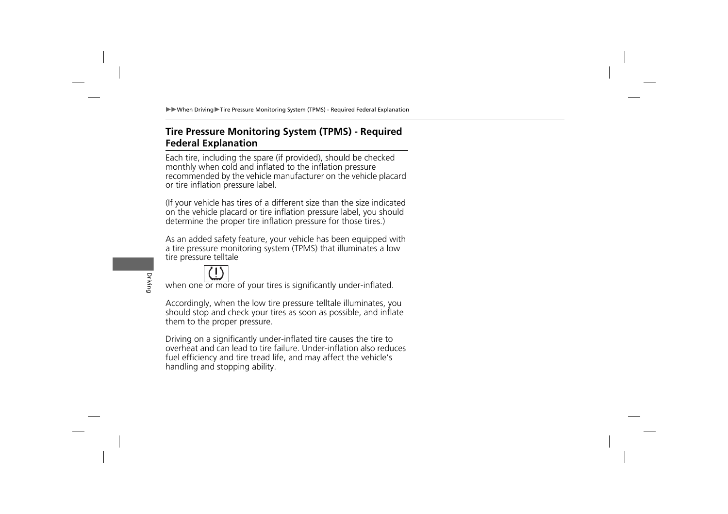## Tire Pressure Monitoring System (TPMS) - Required Federal Explanation

Each tire, including the spare (if provided), should be checked monthly when cold and inflated to the inflation pressure recommended by the vehicle manufacturer on the vehicle placard or tire inflation pressure label.

(If your vehicle has tires of a different size than the size indicated on the vehicle placard or tire inflation pressure label, you should determine the proper tire inflation pressure for those tires.)

As an added safety feature, your vehicle has been equipped with a tire pressure monitoring system (TPMS) that illuminates a low tire pressure telltale

when one or more of your tires is significantly under-inflated.

Accordingly, when the low tire pressure telltale illuminates, you should stop and check your tires as soon as possible, and inflate them to the proper pressure.

Driving on a significantly under-inflated tire causes the tire to overheat and can lead to tire failure. Under-inflation also reduces fuel efficiency and tire tread life, and may affect the vehicle's handling and stopping ability.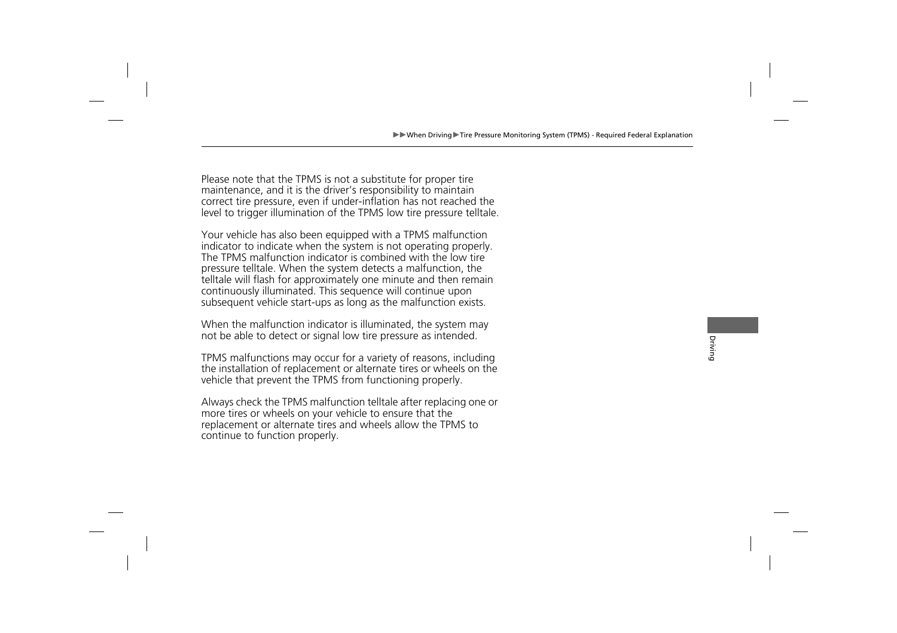Please note that the TPMS is not a substitute for proper tire maintenance, and it is the driver's responsibility to maintain correct tire pressure, even if under-inflation has not reached the level to trigger illumination of the TPMS low tire pressure telltale.

Your vehicle has also been equipped with a TPMS malfunction indicator to indicate when the system is not operating properly. The TPMS malfunction indicator is combined with the low tire pressure telltale. When the system detects a malfunction, the telltale will flash for approximately one minute and then remain continuously illuminated. This sequence will continue upon subsequent vehicle start-ups as long as the malfunction exists.

When the malfunction indicator is illuminated, the system may not be able to detect or signal low tire pressure as intended.

TPMS malfunctions may occur for a variety of reasons, including the installation of replacement or alternate tires or wheels on the vehicle that prevent the TPMS from functioning properly.

Always check the TPMS malfunction telltale after replacing one or more tires or wheels on your vehicle to ensure that the replacement or alternate tires and wheels allow the TPMS to continue to function properly.